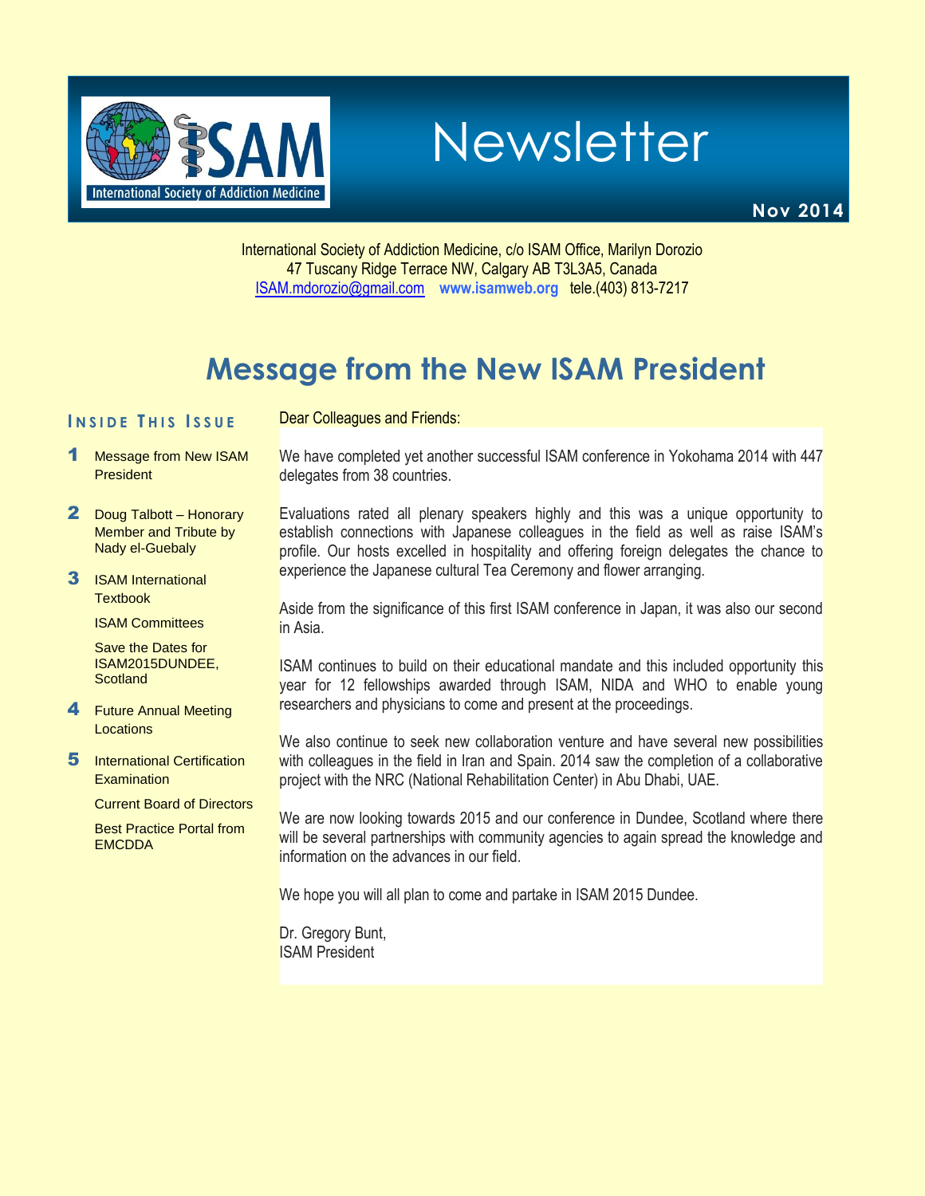# Newsletter

**Nov 2014**

International Society of Addiction Medicine, c/o ISAM Office, Marilyn Dorozio
47 Tuscany Ridge Terrace NW, Calgary AB T3L3A5, Canada
ISAM.mdorozio@gmail.com **www.isamweb.org** tele.(403) 813-7217

## Message from the New ISAM President

### Inside This Issue

1. Message from New ISAM President
2. Doug Talbott – Honorary Member and Tribute by Nady el-Guebaly
3. ISAM International Textbook
   - ISAM Committees
   - Save the Dates for ISAM2015DUNDEE, Scotland
4. Future Annual Meeting Locations
5. International Certification Examination
   - Current Board of Directors
   - Best Practice Portal from EMCDDA

Dear Colleagues and Friends:

We have completed yet another successful ISAM conference in Yokohama 2014 with 447 delegates from 38 countries.

Evaluations rated all plenary speakers highly and this was a unique opportunity to establish connections with Japanese colleagues in the field as well as raise ISAM's profile. Our hosts excelled in hospitality and offering foreign delegates the chance to experience the Japanese cultural Tea Ceremony and flower arranging.

Aside from the significance of this first ISAM conference in Japan, it was also our second in Asia.

ISAM continues to build on their educational mandate and this included opportunity this year for 12 fellowships awarded through ISAM, NIDA and WHO to enable young researchers and physicians to come and present at the proceedings.

We also continue to seek new collaboration venture and have several new possibilities with colleagues in the field in Iran and Spain. 2014 saw the completion of a collaborative project with the NRC (National Rehabilitation Center) in Abu Dhabi, UAE.

We are now looking towards 2015 and our conference in Dundee, Scotland where there will be several partnerships with community agencies to again spread the knowledge and information on the advances in our field.

We hope you will all plan to come and partake in ISAM 2015 Dundee.

Dr. Gregory Bunt,
ISAM President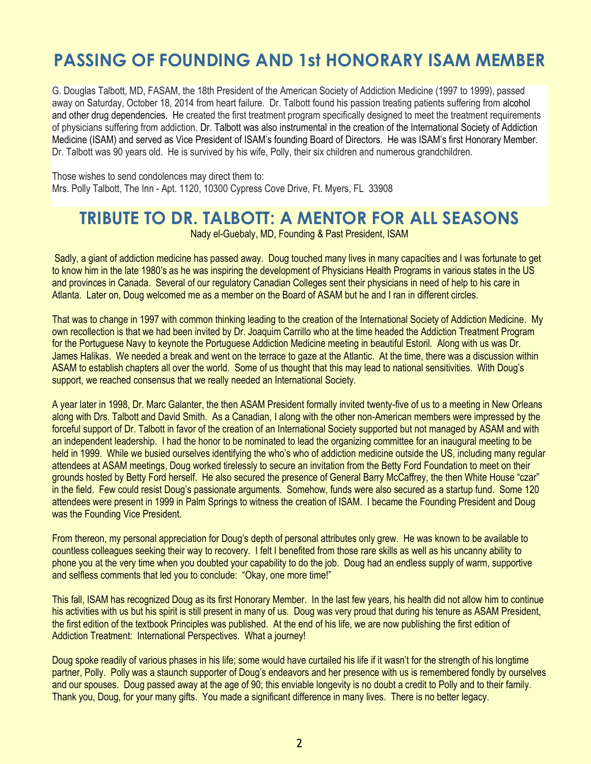# PASSING OF FOUNDING AND 1st HONORARY ISAM MEMBER

G. Douglas Talbott, MD, FASAM, the 18th President of the American Society of Addiction Medicine (1997 to 1999), passed away on Saturday, October 18, 2014 from heart failure. Dr. Talbott found his passion treating patients suffering from alcohol and other drug dependencies. He created the first treatment program specifically designed to meet the treatment requirements of physicians suffering from addiction. Dr. Talbott was also instrumental in the creation of the International Society of Addiction Medicine (ISAM) and served as Vice President of ISAM's founding Board of Directors. He was ISAM's first Honorary Member. Dr. Talbott was 90 years old. He is survived by his wife, Polly, their six children and numerous grandchildren.

Those wishes to send condolences may direct them to:
Mrs. Polly Talbott, The Inn - Apt. 1120, 10300 Cypress Cove Drive, Ft. Myers, FL 33908

# TRIBUTE TO DR. TALBOTT: A MENTOR FOR ALL SEASONS

Nady el-Guebaly, MD, Founding & Past President, ISAM

Sadly, a giant of addiction medicine has passed away. Doug touched many lives in many capacities and I was fortunate to get to know him in the late 1980's as he was inspiring the development of Physicians Health Programs in various states in the US and provinces in Canada. Several of our regulatory Canadian Colleges sent their physicians in need of help to his care in Atlanta. Later on, Doug welcomed me as a member on the Board of ASAM but he and I ran in different circles.

That was to change in 1997 with common thinking leading to the creation of the International Society of Addiction Medicine. My own recollection is that we had been invited by Dr. Joaquim Carrillo who at the time headed the Addiction Treatment Program for the Portuguese Navy to keynote the Portuguese Addiction Medicine meeting in beautiful Estoril. Along with us was Dr. James Halikas. We needed a break and went on the terrace to gaze at the Atlantic. At the time, there was a discussion within ASAM to establish chapters all over the world. Some of us thought that this may lead to national sensitivities. With Doug's support, we reached consensus that we really needed an International Society.

A year later in 1998, Dr. Marc Galanter, the then ASAM President formally invited twenty-five of us to a meeting in New Orleans along with Drs. Talbott and David Smith. As a Canadian, I along with the other non-American members were impressed by the forceful support of Dr. Talbott in favor of the creation of an International Society supported but not managed by ASAM and with an independent leadership. I had the honor to be nominated to lead the organizing committee for an inaugural meeting to be held in 1999. While we busied ourselves identifying the who's who of addiction medicine outside the US, including many regular attendees at ASAM meetings, Doug worked tirelessly to secure an invitation from the Betty Ford Foundation to meet on their grounds hosted by Betty Ford herself. He also secured the presence of General Barry McCaffrey, the then White House "czar" in the field. Few could resist Doug's passionate arguments. Somehow, funds were also secured as a startup fund. Some 120 attendees were present in 1999 in Palm Springs to witness the creation of ISAM. I became the Founding President and Doug was the Founding Vice President.

From thereon, my personal appreciation for Doug's depth of personal attributes only grew. He was known to be available to countless colleagues seeking their way to recovery. I felt I benefited from those rare skills as well as his uncanny ability to phone you at the very time when you doubted your capability to do the job. Doug had an endless supply of warm, supportive and selfless comments that led you to conclude: "Okay, one more time!"

This fall, ISAM has recognized Doug as its first Honorary Member. In the last few years, his health did not allow him to continue his activities with us but his spirit is still present in many of us. Doug was very proud that during his tenure as ASAM President, the first edition of the textbook Principles was published. At the end of his life, we are now publishing the first edition of Addiction Treatment: International Perspectives. What a journey!

Doug spoke readily of various phases in his life; some would have curtailed his life if it wasn't for the strength of his longtime partner, Polly. Polly was a staunch supporter of Doug's endeavors and her presence with us is remembered fondly by ourselves and our spouses. Doug passed away at the age of 90; this enviable longevity is no doubt a credit to Polly and to their family. Thank you, Doug, for your many gifts. You made a significant difference in many lives. There is no better legacy.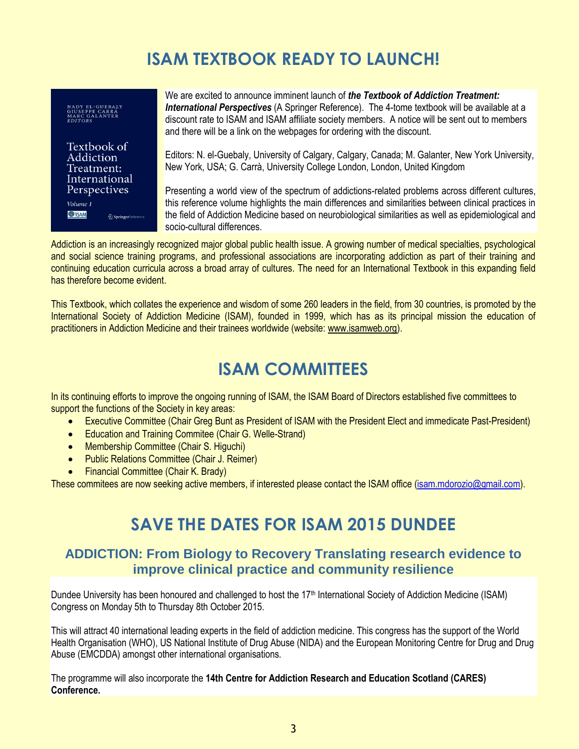# ISAM TEXTBOOK READY TO LAUNCH!

We are excited to announce imminent launch of ***the Textbook of Addiction Treatment: International Perspectives*** (A Springer Reference). The 4-tome textbook will be available at a discount rate to ISAM and ISAM affiliate society members. A notice will be sent out to members and there will be a link on the webpages for ordering with the discount.

Editors: N. el-Guebaly, University of Calgary, Calgary, Canada; M. Galanter, New York University, New York, USA; G. Carrà, University College London, London, United Kingdom

Presenting a world view of the spectrum of addictions-related problems across different cultures, this reference volume highlights the main differences and similarities between clinical practices in the field of Addiction Medicine based on neurobiological similarities as well as epidemiological and socio-cultural differences.

Addiction is an increasingly recognized major global public health issue. A growing number of medical specialties, psychological and social science training programs, and professional associations are incorporating addiction as part of their training and continuing education curricula across a broad array of cultures. The need for an International Textbook in this expanding field has therefore become evident.

This Textbook, which collates the experience and wisdom of some 260 leaders in the field, from 30 countries, is promoted by the International Society of Addiction Medicine (ISAM), founded in 1999, which has as its principal mission the education of practitioners in Addiction Medicine and their trainees worldwide (website: www.isamweb.org).

# ISAM COMMITTEES

In its continuing efforts to improve the ongoing running of ISAM, the ISAM Board of Directors established five committees to support the functions of the Society in key areas:

- Executive Committee (Chair Greg Bunt as President of ISAM with the President Elect and immedicate Past-President)
- Education and Training Commitee (Chair G. Welle-Strand)
- Membership Committee (Chair S. Higuchi)
- Public Relations Committee (Chair J. Reimer)
- Financial Committee (Chair K. Brady)

These commitees are now seeking active members, if interested please contact the ISAM office (isam.mdorozio@gmail.com).

# SAVE THE DATES FOR ISAM 2015 DUNDEE

## ADDICTION: From Biology to Recovery Translating research evidence to improve clinical practice and community resilience

Dundee University has been honoured and challenged to host the 17th International Society of Addiction Medicine (ISAM) Congress on Monday 5th to Thursday 8th October 2015.

This will attract 40 international leading experts in the field of addiction medicine. This congress has the support of the World Health Organisation (WHO), US National Institute of Drug Abuse (NIDA) and the European Monitoring Centre for Drug and Drug Abuse (EMCDDA) amongst other international organisations.

The programme will also incorporate the **14th Centre for Addiction Research and Education Scotland (CARES) Conference.**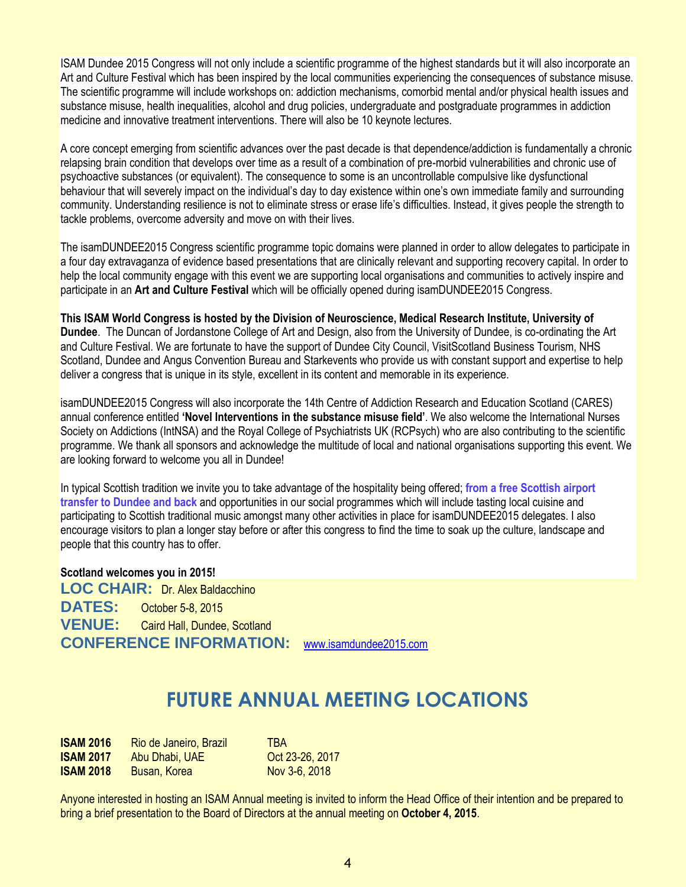ISAM Dundee 2015 Congress will not only include a scientific programme of the highest standards but it will also incorporate an Art and Culture Festival which has been inspired by the local communities experiencing the consequences of substance misuse. The scientific programme will include workshops on: addiction mechanisms, comorbid mental and/or physical health issues and substance misuse, health inequalities, alcohol and drug policies, undergraduate and postgraduate programmes in addiction medicine and innovative treatment interventions. There will also be 10 keynote lectures.

A core concept emerging from scientific advances over the past decade is that dependence/addiction is fundamentally a chronic relapsing brain condition that develops over time as a result of a combination of pre-morbid vulnerabilities and chronic use of psychoactive substances (or equivalent). The consequence to some is an uncontrollable compulsive like dysfunctional behaviour that will severely impact on the individual's day to day existence within one's own immediate family and surrounding community. Understanding resilience is not to eliminate stress or erase life's difficulties. Instead, it gives people the strength to tackle problems, overcome adversity and move on with their lives.

The isamDUNDEE2015 Congress scientific programme topic domains were planned in order to allow delegates to participate in a four day extravaganza of evidence based presentations that are clinically relevant and supporting recovery capital. In order to help the local community engage with this event we are supporting local organisations and communities to actively inspire and participate in an **Art and Culture Festival** which will be officially opened during isamDUNDEE2015 Congress.

**This ISAM World Congress is hosted by the Division of Neuroscience, Medical Research Institute, University of Dundee**. The Duncan of Jordanstone College of Art and Design, also from the University of Dundee, is co-ordinating the Art and Culture Festival. We are fortunate to have the support of Dundee City Council, VisitScotland Business Tourism, NHS Scotland, Dundee and Angus Convention Bureau and Starkevents who provide us with constant support and expertise to help deliver a congress that is unique in its style, excellent in its content and memorable in its experience.

isamDUNDEE2015 Congress will also incorporate the 14th Centre of Addiction Research and Education Scotland (CARES) annual conference entitled **'Novel Interventions in the substance misuse field'**. We also welcome the International Nurses Society on Addictions (IntNSA) and the Royal College of Psychiatrists UK (RCPsych) who are also contributing to the scientific programme. We thank all sponsors and acknowledge the multitude of local and national organisations supporting this event. We are looking forward to welcome you all in Dundee!

In typical Scottish tradition we invite you to take advantage of the hospitality being offered; **from a free Scottish airport transfer to Dundee and back** and opportunities in our social programmes which will include tasting local cuisine and participating to Scottish traditional music amongst many other activities in place for isamDUNDEE2015 delegates. I also encourage visitors to plan a longer stay before or after this congress to find the time to soak up the culture, landscape and people that this country has to offer.

**Scotland welcomes you in 2015!**

**LOC CHAIR:** Dr. Alex Baldacchino
**DATES:** October 5-8, 2015
**VENUE:** Caird Hall, Dundee, Scotland
**CONFERENCE INFORMATION:** www.isamdundee2015.com

## FUTURE ANNUAL MEETING LOCATIONS

| | | |
|---|---|---|
| **ISAM 2016** | Rio de Janeiro, Brazil | TBA |
| **ISAM 2017** | Abu Dhabi, UAE | Oct 23-26, 2017 |
| **ISAM 2018** | Busan, Korea | Nov 3-6, 2018 |

Anyone interested in hosting an ISAM Annual meeting is invited to inform the Head Office of their intention and be prepared to bring a brief presentation to the Board of Directors at the annual meeting on **October 4, 2015**.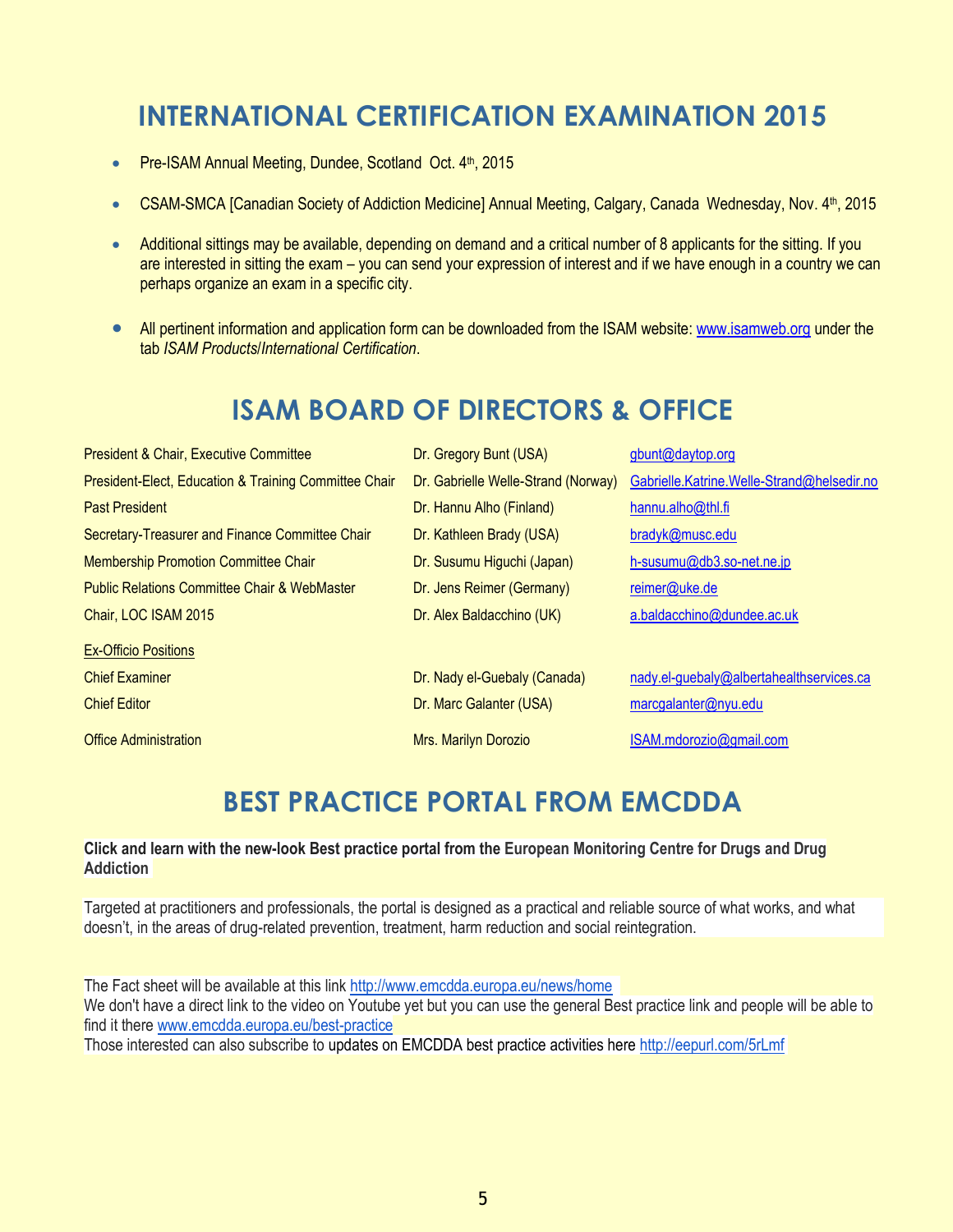## INTERNATIONAL CERTIFICATION EXAMINATION 2015

- Pre-ISAM Annual Meeting, Dundee, Scotland Oct. 4th, 2015
- CSAM-SMCA [Canadian Society of Addiction Medicine] Annual Meeting, Calgary, Canada Wednesday, Nov. 4th, 2015
- Additional sittings may be available, depending on demand and a critical number of 8 applicants for the sitting. If you are interested in sitting the exam – you can send your expression of interest and if we have enough in a country we can perhaps organize an exam in a specific city.
- All pertinent information and application form can be downloaded from the ISAM website: www.isamweb.org under the tab *ISAM Products/International Certification*.

## ISAM BOARD OF DIRECTORS & OFFICE

| | | |
|---|---|---|
| President & Chair, Executive Committee | Dr. Gregory Bunt (USA) | gbunt@daytop.org |
| President-Elect, Education & Training Committee Chair | Dr. Gabrielle Welle-Strand (Norway) | Gabrielle.Katrine.Welle-Strand@helsedir.no |
| Past President | Dr. Hannu Alho (Finland) | hannu.alho@thl.fi |
| Secretary-Treasurer and Finance Committee Chair | Dr. Kathleen Brady (USA) | bradyk@musc.edu |
| Membership Promotion Committee Chair | Dr. Susumu Higuchi (Japan) | h-susumu@db3.so-net.ne.jp |
| Public Relations Committee Chair & WebMaster | Dr. Jens Reimer (Germany) | reimer@uke.de |
| Chair, LOC ISAM 2015 | Dr. Alex Baldacchino (UK) | a.baldacchino@dundee.ac.uk |
| Ex-Officio Positions | | |
| Chief Examiner | Dr. Nady el-Guebaly (Canada) | nady.el-guebaly@albertahealthservices.ca |
| Chief Editor | Dr. Marc Galanter (USA) | marcgalanter@nyu.edu |
| Office Administration | Mrs. Marilyn Dorozio | ISAM.mdorozio@gmail.com |

## BEST PRACTICE PORTAL FROM EMCDDA

**Click and learn with the new-look Best practice portal from the European Monitoring Centre for Drugs and Drug Addiction**

Targeted at practitioners and professionals, the portal is designed as a practical and reliable source of what works, and what doesn't, in the areas of drug-related prevention, treatment, harm reduction and social reintegration.

The Fact sheet will be available at this link http://www.emcdda.europa.eu/news/home
We don't have a direct link to the video on Youtube yet but you can use the general Best practice link and people will be able to find it there www.emcdda.europa.eu/best-practice
Those interested can also subscribe to updates on EMCDDA best practice activities here http://eepurl.com/5rLmf